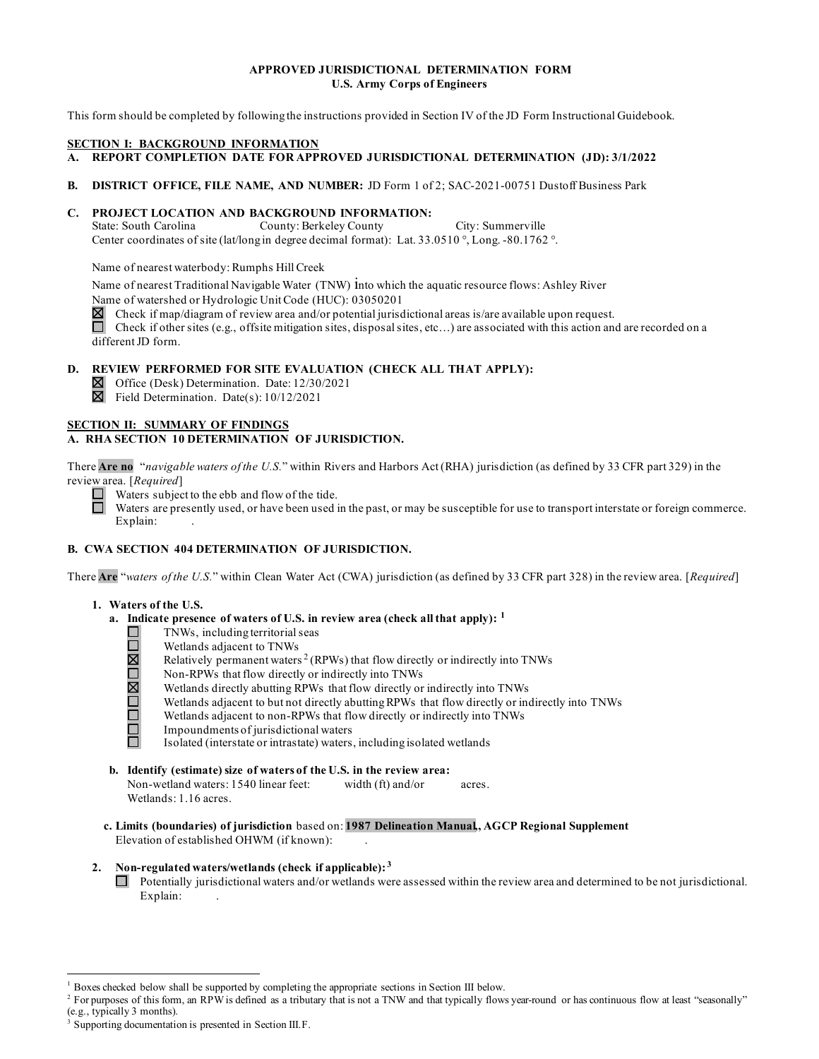**APPROVED JURISDICTIONAL DETERMINATION FORM**
**U.S. Army Corps of Engineers**

This form should be completed by following the instructions provided in Section IV of the JD Form Instructional Guidebook.

## SECTION I: BACKGROUND INFORMATION

**A. REPORT COMPLETION DATE FOR APPROVED JURISDICTIONAL DETERMINATION (JD): 3/1/2022**

**B. DISTRICT OFFICE, FILE NAME, AND NUMBER:** JD Form 1 of 2; SAC-2021-00751 Dustoff Business Park

**C. PROJECT LOCATION AND BACKGROUND INFORMATION:**

State: South Carolina County: Berkeley County City: Summerville
Center coordinates of site (lat/long in degree decimal format): Lat. 33.0510 °, Long. -80.1762 °.

Name of nearest waterbody: Rumphs Hill Creek

Name of nearest Traditional Navigable Water (TNW) into which the aquatic resource flows: Ashley River
Name of watershed or Hydrologic Unit Code (HUC): 03050201

☒ Check if map/diagram of review area and/or potential jurisdictional areas is/are available upon request.
☐ Check if other sites (e.g., offsite mitigation sites, disposal sites, etc…) are associated with this action and are recorded on a different JD form.

**D. REVIEW PERFORMED FOR SITE EVALUATION (CHECK ALL THAT APPLY):**

☒ Office (Desk) Determination. Date: 12/30/2021
☒ Field Determination. Date(s): 10/12/2021

## SECTION II: SUMMARY OF FINDINGS

**A. RHA SECTION 10 DETERMINATION OF JURISDICTION.**

There **Are no** "*navigable waters of the U.S.*" within Rivers and Harbors Act (RHA) jurisdiction (as defined by 33 CFR part 329) in the review area. [*Required*]

☐ Waters subject to the ebb and flow of the tide.
☐ Waters are presently used, or have been used in the past, or may be susceptible for use to transport interstate or foreign commerce. Explain: .

**B. CWA SECTION 404 DETERMINATION OF JURISDICTION.**

There **Are** "*waters of the U.S.*" within Clean Water Act (CWA) jurisdiction (as defined by 33 CFR part 328) in the review area. [*Required*]

**1. Waters of the U.S.**

**a. Indicate presence of waters of U.S. in review area (check all that apply):** [1]

☐ TNWs, including territorial seas
☐ Wetlands adjacent to TNWs
☒ Relatively permanent waters [2] (RPWs) that flow directly or indirectly into TNWs
☐ Non-RPWs that flow directly or indirectly into TNWs
☒ Wetlands directly abutting RPWs that flow directly or indirectly into TNWs
☐ Wetlands adjacent to but not directly abutting RPWs that flow directly or indirectly into TNWs
☐ Wetlands adjacent to non-RPWs that flow directly or indirectly into TNWs
☐ Impoundments of jurisdictional waters
☐ Isolated (interstate or intrastate) waters, including isolated wetlands

**b. Identify (estimate) size of waters of the U.S. in the review area:**

Non-wetland waters: 1540 linear feet: width (ft) and/or acres.
Wetlands: 1.16 acres.

**c. Limits (boundaries) of jurisdiction** based on: **1987 Delineation Manual, AGCP Regional Supplement**
Elevation of established OHWM (if known): .

**2. Non-regulated waters/wetlands (check if applicable):** [3]

☐ Potentially jurisdictional waters and/or wetlands were assessed within the review area and determined to be not jurisdictional. Explain: .

---

[1] Boxes checked below shall be supported by completing the appropriate sections in Section III below.

[2] For purposes of this form, an RPW is defined as a tributary that is not a TNW and that typically flows year-round or has continuous flow at least "seasonally" (e.g., typically 3 months).

[3] Supporting documentation is presented in Section III.F.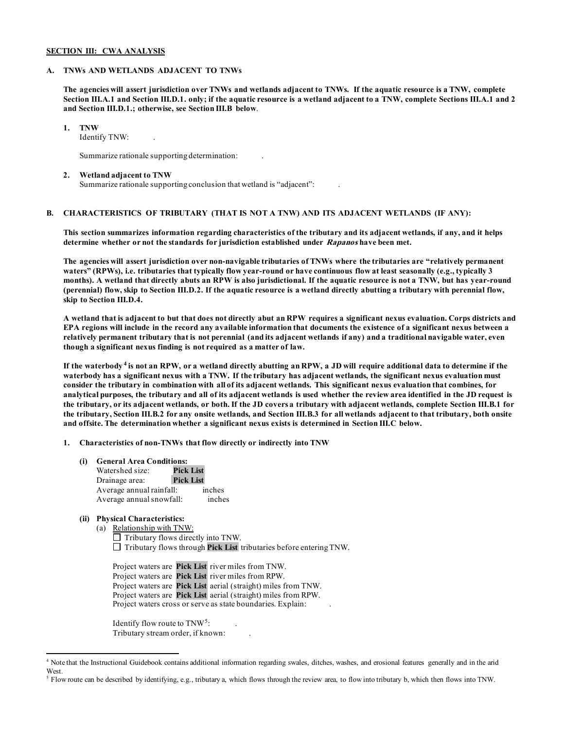**SECTION III: CWA ANALYSIS**

**A. TNWs AND WETLANDS ADJACENT TO TNWs**

**The agencies will assert jurisdiction over TNWs and wetlands adjacent to TNWs. If the aquatic resource is a TNW, complete Section III.A.1 and Section III.D.1. only; if the aquatic resource is a wetland adjacent to a TNW, complete Sections III.A.1 and 2 and Section III.D.1.; otherwise, see Section III.B below.**

**1. TNW**

Identify TNW: .

Summarize rationale supporting determination: .

**2. Wetland adjacent to TNW**

Summarize rationale supporting conclusion that wetland is "adjacent": .

**B. CHARACTERISTICS OF TRIBUTARY (THAT IS NOT A TNW) AND ITS ADJACENT WETLANDS (IF ANY):**

**This section summarizes information regarding characteristics of the tributary and its adjacent wetlands, if any, and it helps determine whether or not the standards for jurisdiction established under *Rapanos* have been met.**

**The agencies will assert jurisdiction over non-navigable tributaries of TNWs where the tributaries are "relatively permanent waters" (RPWs), i.e. tributaries that typically flow year-round or have continuous flow at least seasonally (e.g., typically 3 months). A wetland that directly abuts an RPW is also jurisdictional. If the aquatic resource is not a TNW, but has year-round (perennial) flow, skip to Section III.D.2. If the aquatic resource is a wetland directly abutting a tributary with perennial flow, skip to Section III.D.4.**

**A wetland that is adjacent to but that does not directly abut an RPW requires a significant nexus evaluation. Corps districts and EPA regions will include in the record any available information that documents the existence of a significant nexus between a relatively permanent tributary that is not perennial (and its adjacent wetlands if any) and a traditional navigable water, even though a significant nexus finding is not required as a matter of law.**

**If the waterbody[4] is not an RPW, or a wetland directly abutting an RPW, a JD will require additional data to determine if the waterbody has a significant nexus with a TNW. If the tributary has adjacent wetlands, the significant nexus evaluation must consider the tributary in combination with all of its adjacent wetlands. This significant nexus evaluation that combines, for analytical purposes, the tributary and all of its adjacent wetlands is used whether the review area identified in the JD request is the tributary, or its adjacent wetlands, or both. If the JD covers a tributary with adjacent wetlands, complete Section III.B.1 for the tributary, Section III.B.2 for any onsite wetlands, and Section III.B.3 for all wetlands adjacent to that tributary, both onsite and offsite. The determination whether a significant nexus exists is determined in Section III.C below.**

**1. Characteristics of non-TNWs that flow directly or indirectly into TNW**

**(i) General Area Conditions:**

Watershed size: **Pick List**
Drainage area: **Pick List**
Average annual rainfall: inches
Average annual snowfall: inches

**(ii) Physical Characteristics:**

(a) Relationship with TNW:

☐ Tributary flows directly into TNW.
☐ Tributary flows through **Pick List** tributaries before entering TNW.

Project waters are **Pick List** river miles from TNW.
Project waters are **Pick List** river miles from RPW.
Project waters are **Pick List** aerial (straight) miles from TNW.
Project waters are **Pick List** aerial (straight) miles from RPW.
Project waters cross or serve as state boundaries. Explain: .

Identify flow route to TNW[5]: .
Tributary stream order, if known: .

---

[4] Note that the Instructional Guidebook contains additional information regarding swales, ditches, washes, and erosional features generally and in the arid West.

[5] Flow route can be described by identifying, e.g., tributary a, which flows through the review area, to flow into tributary b, which then flows into TNW.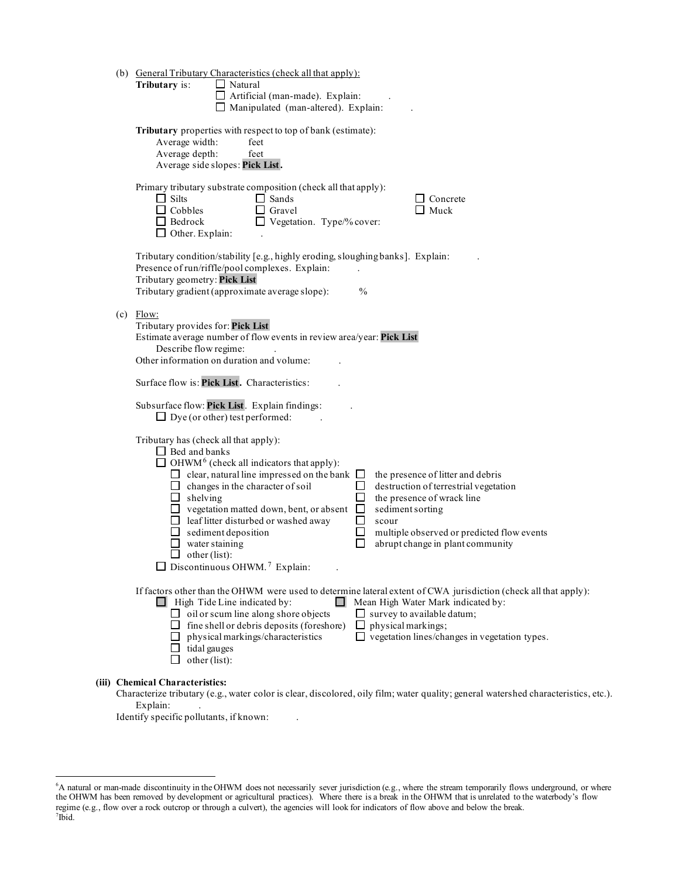(b) General Tributary Characteristics (check all that apply):

**Tributary** is:
- ☐ Natural
- ☐ Artificial (man-made). Explain: .
- ☐ Manipulated (man-altered). Explain: .

**Tributary** properties with respect to top of bank (estimate):
- Average width: feet
- Average depth: feet
- Average side slopes: **Pick List.**

Primary tributary substrate composition (check all that apply):
- ☐ Silts
- ☐ Sands
- ☐ Concrete
- ☐ Cobbles
- ☐ Gravel
- ☐ Muck
- ☐ Bedrock
- ☐ Vegetation. Type/% cover:
- ☐ Other. Explain: .

Tributary condition/stability [e.g., highly eroding, sloughing banks]. Explain: .
Presence of run/riffle/pool complexes. Explain: .
Tributary geometry: **Pick List**
Tributary gradient (approximate average slope): %

(c) Flow:

Tributary provides for: **Pick List**
Estimate average number of flow events in review area/year: **Pick List**
Describe flow regime: .
Other information on duration and volume: .

Surface flow is: **Pick List.** Characteristics: .

Subsurface flow: **Pick List**. Explain findings: .
- ☐ Dye (or other) test performed: .

Tributary has (check all that apply):
- ☐ Bed and banks
- ☐ OHWM[6] (check all indicators that apply):
  - ☐ clear, natural line impressed on the bank
  - ☐ the presence of litter and debris
  - ☐ changes in the character of soil
  - ☐ destruction of terrestrial vegetation
  - ☐ shelving
  - ☐ the presence of wrack line
  - ☐ vegetation matted down, bent, or absent
  - ☐ sediment sorting
  - ☐ leaf litter disturbed or washed away
  - ☐ scour
  - ☐ sediment deposition
  - ☐ multiple observed or predicted flow events
  - ☐ water staining
  - ☐ abrupt change in plant community
  - ☐ other (list):
- ☐ Discontinuous OHWM.[7] Explain: .

If factors other than the OHWM were used to determine lateral extent of CWA jurisdiction (check all that apply):
- ☐ High Tide Line indicated by:
  - ☐ oil or scum line along shore objects
  - ☐ fine shell or debris deposits (foreshore)
  - ☐ physical markings/characteristics
  - ☐ tidal gauges
  - ☐ other (list):
- ☐ Mean High Water Mark indicated by:
  - ☐ survey to available datum;
  - ☐ physical markings;
  - ☐ vegetation lines/changes in vegetation types.

**(iii) Chemical Characteristics:**

Characterize tributary (e.g., water color is clear, discolored, oily film; water quality; general watershed characteristics, etc.). Explain: .
Identify specific pollutants, if known: .

---

[6]A natural or man-made discontinuity in the OHWM does not necessarily sever jurisdiction (e.g., where the stream temporarily flows underground, or where the OHWM has been removed by development or agricultural practices). Where there is a break in the OHWM that is unrelated to the waterbody's flow regime (e.g., flow over a rock outcrop or through a culvert), the agencies will look for indicators of flow above and below the break.
[7]Ibid.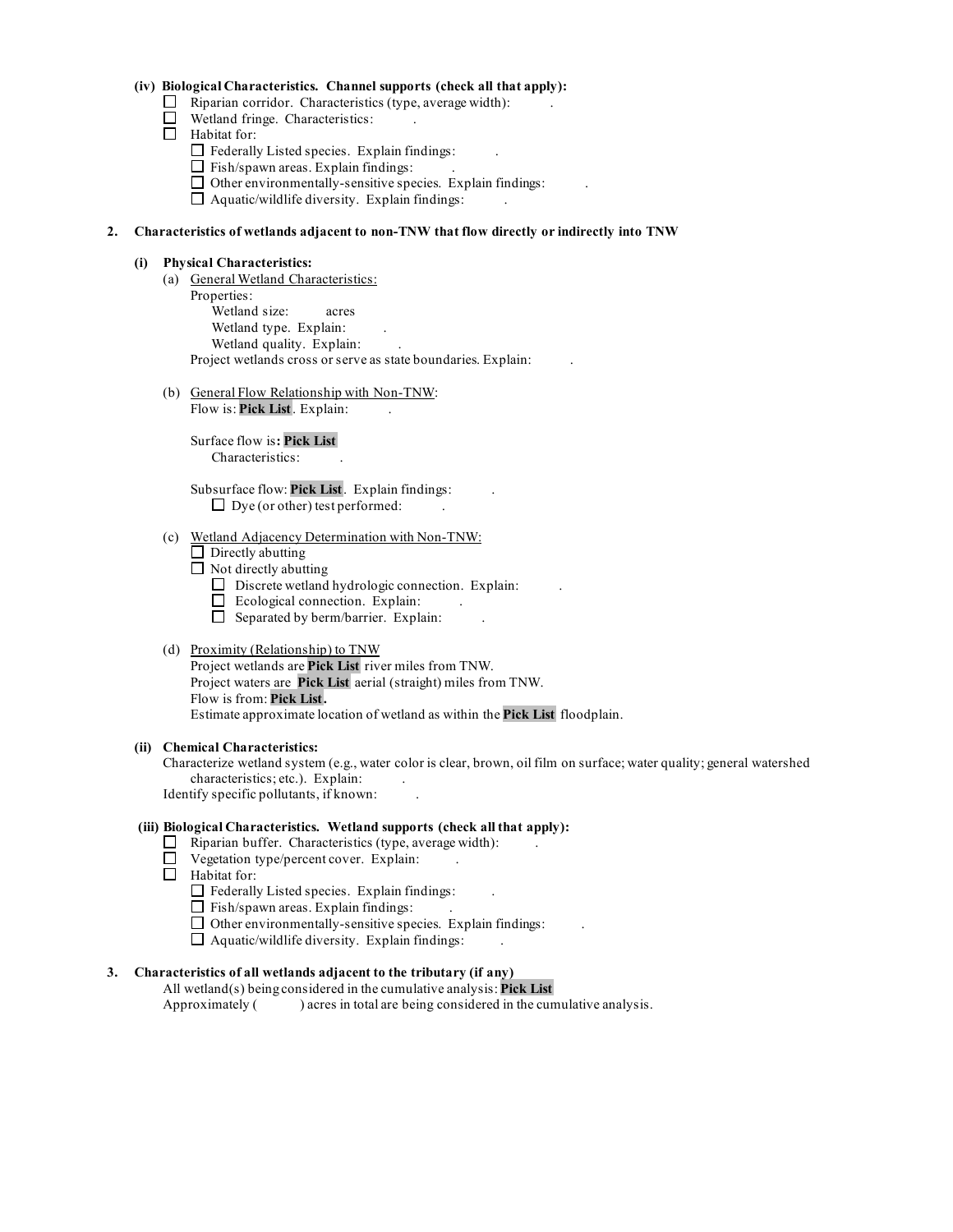**(iv) Biological Characteristics. Channel supports (check all that apply):**

- ☐ Riparian corridor. Characteristics (type, average width): .
- ☐ Wetland fringe. Characteristics: .
- ☐ Habitat for:
  - ☐ Federally Listed species. Explain findings: .
  - ☐ Fish/spawn areas. Explain findings: .
  - ☐ Other environmentally-sensitive species. Explain findings: .
  - ☐ Aquatic/wildlife diversity. Explain findings: .

**2. Characteristics of wetlands adjacent to non-TNW that flow directly or indirectly into TNW**

**(i) Physical Characteristics:**

(a) General Wetland Characteristics:

Properties:

Wetland size: acres

Wetland type. Explain: .

Wetland quality. Explain: .

Project wetlands cross or serve as state boundaries. Explain: .

(b) General Flow Relationship with Non-TNW:

Flow is: **Pick List**. Explain: .

Surface flow is**: Pick List**

Characteristics: .

Subsurface flow: **Pick List**. Explain findings: .

- ☐ Dye (or other) test performed: .

(c) Wetland Adjacency Determination with Non-TNW:

- ☐ Directly abutting
- ☐ Not directly abutting
  - ☐ Discrete wetland hydrologic connection. Explain: .
  - ☐ Ecological connection. Explain: .
  - ☐ Separated by berm/barrier. Explain: .

(d) Proximity (Relationship) to TNW

Project wetlands are **Pick List** river miles from TNW.

Project waters are **Pick List** aerial (straight) miles from TNW.

Flow is from: **Pick List.**

Estimate approximate location of wetland as within the **Pick List** floodplain.

**(ii) Chemical Characteristics:**

Characterize wetland system (e.g., water color is clear, brown, oil film on surface; water quality; general watershed characteristics; etc.). Explain: .

Identify specific pollutants, if known: .

**(iii) Biological Characteristics. Wetland supports (check all that apply):**

- ☐ Riparian buffer. Characteristics (type, average width): .
- ☐ Vegetation type/percent cover. Explain: .
- ☐ Habitat for:
  - ☐ Federally Listed species. Explain findings: .
  - ☐ Fish/spawn areas. Explain findings: .
  - ☐ Other environmentally-sensitive species. Explain findings: .
  - ☐ Aquatic/wildlife diversity. Explain findings: .

**3. Characteristics of all wetlands adjacent to the tributary (if any)**

All wetland(s) being considered in the cumulative analysis: **Pick List**

Approximately ( ) acres in total are being considered in the cumulative analysis.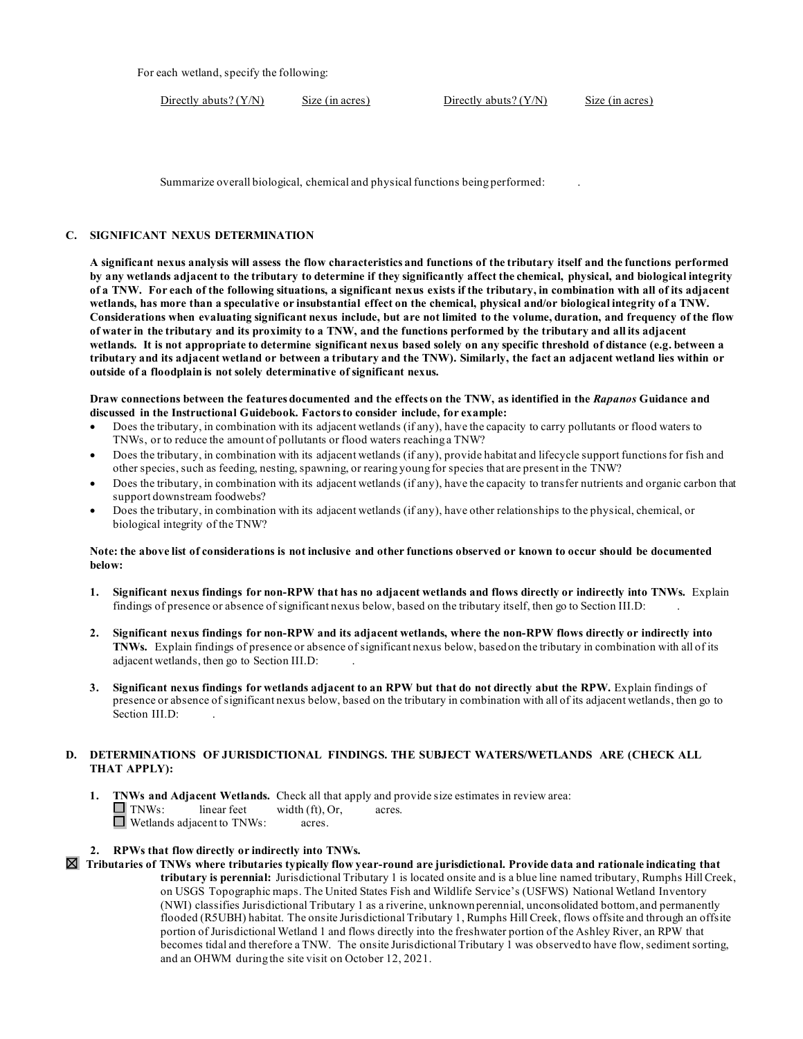For each wetland, specify the following:

| Directly abuts? (Y/N) | Size (in acres) | Directly abuts? (Y/N) | Size (in acres) |
|---|---|---|---|
| | | | |

Summarize overall biological, chemical and physical functions being performed: .

### C. SIGNIFICANT NEXUS DETERMINATION

**A significant nexus analysis will assess the flow characteristics and functions of the tributary itself and the functions performed by any wetlands adjacent to the tributary to determine if they significantly affect the chemical, physical, and biological integrity of a TNW. For each of the following situations, a significant nexus exists if the tributary, in combination with all of its adjacent wetlands, has more than a speculative or insubstantial effect on the chemical, physical and/or biological integrity of a TNW. Considerations when evaluating significant nexus include, but are not limited to the volume, duration, and frequency of the flow of water in the tributary and its proximity to a TNW, and the functions performed by the tributary and all its adjacent wetlands. It is not appropriate to determine significant nexus based solely on any specific threshold of distance (e.g. between a tributary and its adjacent wetland or between a tributary and the TNW). Similarly, the fact an adjacent wetland lies within or outside of a floodplain is not solely determinative of significant nexus.**

**Draw connections between the features documented and the effects on the TNW, as identified in the *Rapanos* Guidance and discussed in the Instructional Guidebook. Factors to consider include, for example:**

- Does the tributary, in combination with its adjacent wetlands (if any), have the capacity to carry pollutants or flood waters to TNWs, or to reduce the amount of pollutants or flood waters reaching a TNW?
- Does the tributary, in combination with its adjacent wetlands (if any), provide habitat and lifecycle support functions for fish and other species, such as feeding, nesting, spawning, or rearing young for species that are present in the TNW?
- Does the tributary, in combination with its adjacent wetlands (if any), have the capacity to transfer nutrients and organic carbon that support downstream foodwebs?
- Does the tributary, in combination with its adjacent wetlands (if any), have other relationships to the physical, chemical, or biological integrity of the TNW?

**Note: the above list of considerations is not inclusive and other functions observed or known to occur should be documented below:**

1. **Significant nexus findings for non-RPW that has no adjacent wetlands and flows directly or indirectly into TNWs.** Explain findings of presence or absence of significant nexus below, based on the tributary itself, then go to Section III.D: .

2. **Significant nexus findings for non-RPW and its adjacent wetlands, where the non-RPW flows directly or indirectly into TNWs.** Explain findings of presence or absence of significant nexus below, based on the tributary in combination with all of its adjacent wetlands, then go to Section III.D: .

3. **Significant nexus findings for wetlands adjacent to an RPW but that do not directly abut the RPW.** Explain findings of presence or absence of significant nexus below, based on the tributary in combination with all of its adjacent wetlands, then go to Section III.D: .

### D. DETERMINATIONS OF JURISDICTIONAL FINDINGS. THE SUBJECT WATERS/WETLANDS ARE (CHECK ALL THAT APPLY):

1. **TNWs and Adjacent Wetlands.** Check all that apply and provide size estimates in review area:
   - ☐ TNWs: linear feet width (ft), Or, acres.
   - ☐ Wetlands adjacent to TNWs: acres.

2. **RPWs that flow directly or indirectly into TNWs.**

☒ **Tributaries of TNWs where tributaries typically flow year-round are jurisdictional. Provide data and rationale indicating that tributary is perennial:** Jurisdictional Tributary 1 is located onsite and is a blue line named tributary, Rumphs Hill Creek, on USGS Topographic maps. The United States Fish and Wildlife Service's (USFWS) National Wetland Inventory (NWI) classifies Jurisdictional Tributary 1 as a riverine, unknown perennial, unconsolidated bottom, and permanently flooded (R5UBH) habitat. The onsite Jurisdictional Tributary 1, Rumphs Hill Creek, flows offsite and through an offsite portion of Jurisdictional Wetland 1 and flows directly into the freshwater portion of the Ashley River, an RPW that becomes tidal and therefore a TNW. The onsite Jurisdictional Tributary 1 was observed to have flow, sediment sorting, and an OHWM during the site visit on October 12, 2021.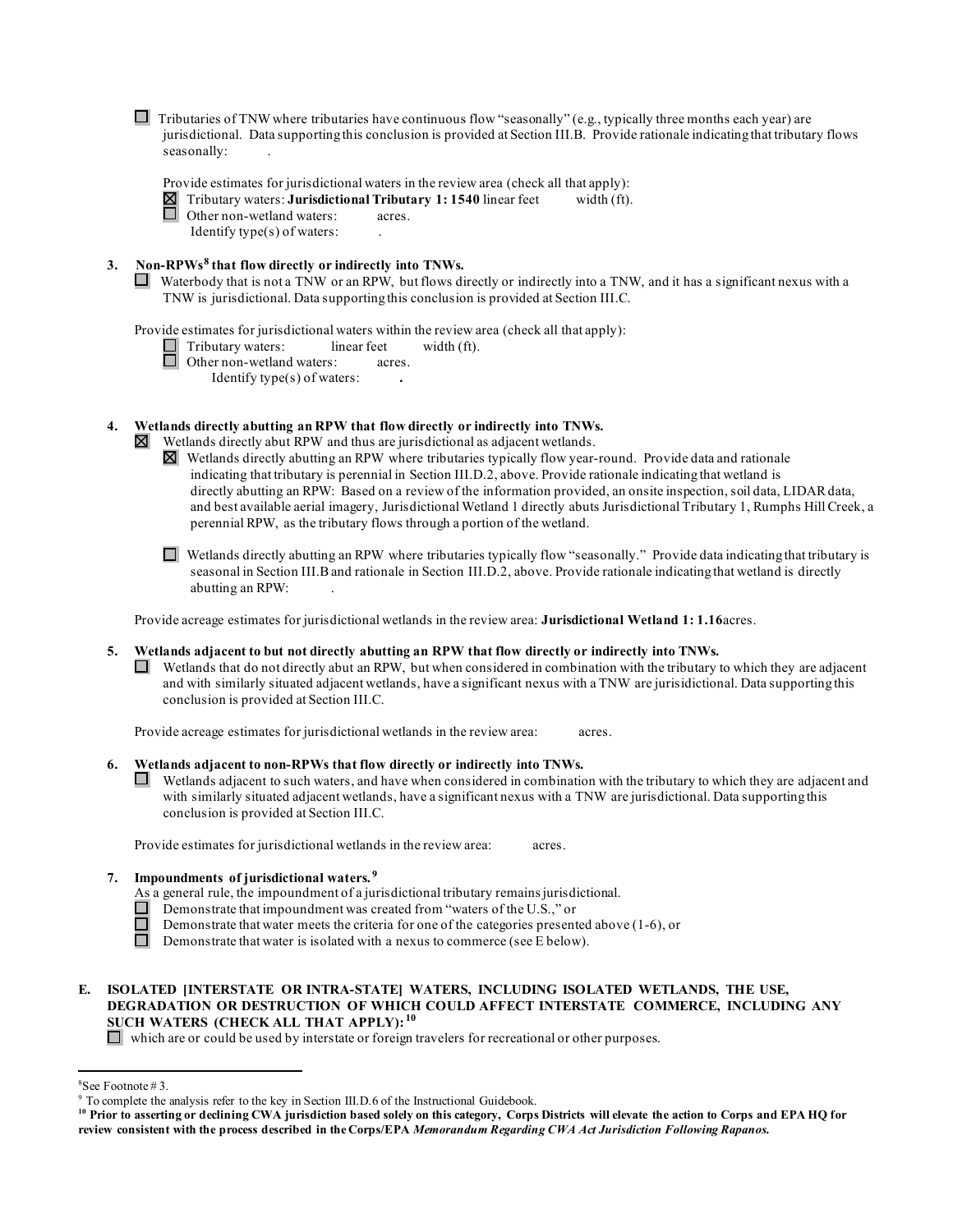☐ Tributaries of TNW where tributaries have continuous flow "seasonally" (e.g., typically three months each year) are jurisdictional. Data supporting this conclusion is provided at Section III.B. Provide rationale indicating that tributary flows seasonally: .

Provide estimates for jurisdictional waters in the review area (check all that apply):

☒ Tributary waters: **Jurisdictional Tributary 1: 1540** linear feet width (ft).

☐ Other non-wetland waters: acres.

Identify type(s) of waters: .

**3. Non-RPWs[8] that flow directly or indirectly into TNWs.**

☐ Waterbody that is not a TNW or an RPW, but flows directly or indirectly into a TNW, and it has a significant nexus with a TNW is jurisdictional. Data supporting this conclusion is provided at Section III.C.

Provide estimates for jurisdictional waters within the review area (check all that apply):

☐ Tributary waters: linear feet width (ft).

☐ Other non-wetland waters: acres.

Identify type(s) of waters: **.**

**4. Wetlands directly abutting an RPW that flow directly or indirectly into TNWs.**

☒ Wetlands directly abut RPW and thus are jurisdictional as adjacent wetlands.

☒ Wetlands directly abutting an RPW where tributaries typically flow year-round. Provide data and rationale indicating that tributary is perennial in Section III.D.2, above. Provide rationale indicating that wetland is directly abutting an RPW: Based on a review of the information provided, an onsite inspection, soil data, LIDAR data, and best available aerial imagery, Jurisdictional Wetland 1 directly abuts Jurisdictional Tributary 1, Rumphs Hill Creek, a perennial RPW, as the tributary flows through a portion of the wetland.

☐ Wetlands directly abutting an RPW where tributaries typically flow "seasonally." Provide data indicating that tributary is seasonal in Section III.B and rationale in Section III.D.2, above. Provide rationale indicating that wetland is directly abutting an RPW: .

Provide acreage estimates for jurisdictional wetlands in the review area: **Jurisdictional Wetland 1: 1.16**acres.

**5. Wetlands adjacent to but not directly abutting an RPW that flow directly or indirectly into TNWs.**

☐ Wetlands that do not directly abut an RPW, but when considered in combination with the tributary to which they are adjacent and with similarly situated adjacent wetlands, have a significant nexus with a TNW are jurisdictional. Data supporting this conclusion is provided at Section III.C.

Provide acreage estimates for jurisdictional wetlands in the review area: acres.

**6. Wetlands adjacent to non-RPWs that flow directly or indirectly into TNWs.**

☐ Wetlands adjacent to such waters, and have when considered in combination with the tributary to which they are adjacent and with similarly situated adjacent wetlands, have a significant nexus with a TNW are jurisdictional. Data supporting this conclusion is provided at Section III.C.

Provide estimates for jurisdictional wetlands in the review area: acres.

**7. Impoundments of jurisdictional waters.[9]**

As a general rule, the impoundment of a jurisdictional tributary remains jurisdictional.

☐ Demonstrate that impoundment was created from "waters of the U.S.," or

☐ Demonstrate that water meets the criteria for one of the categories presented above (1-6), or

☐ Demonstrate that water is isolated with a nexus to commerce (see E below).

**E. ISOLATED [INTERSTATE OR INTRA-STATE] WATERS, INCLUDING ISOLATED WETLANDS, THE USE, DEGRADATION OR DESTRUCTION OF WHICH COULD AFFECT INTERSTATE COMMERCE, INCLUDING ANY SUCH WATERS (CHECK ALL THAT APPLY):[10]**

☐ which are or could be used by interstate or foreign travelers for recreational or other purposes.

---

[8] See Footnote # 3.

[9] To complete the analysis refer to the key in Section III.D.6 of the Instructional Guidebook.

[10] **Prior to asserting or declining CWA jurisdiction based solely on this category, Corps Districts will elevate the action to Corps and EPA HQ for review consistent with the process described in the Corps/EPA** ***Memorandum Regarding CWA Act Jurisdiction Following Rapanos.***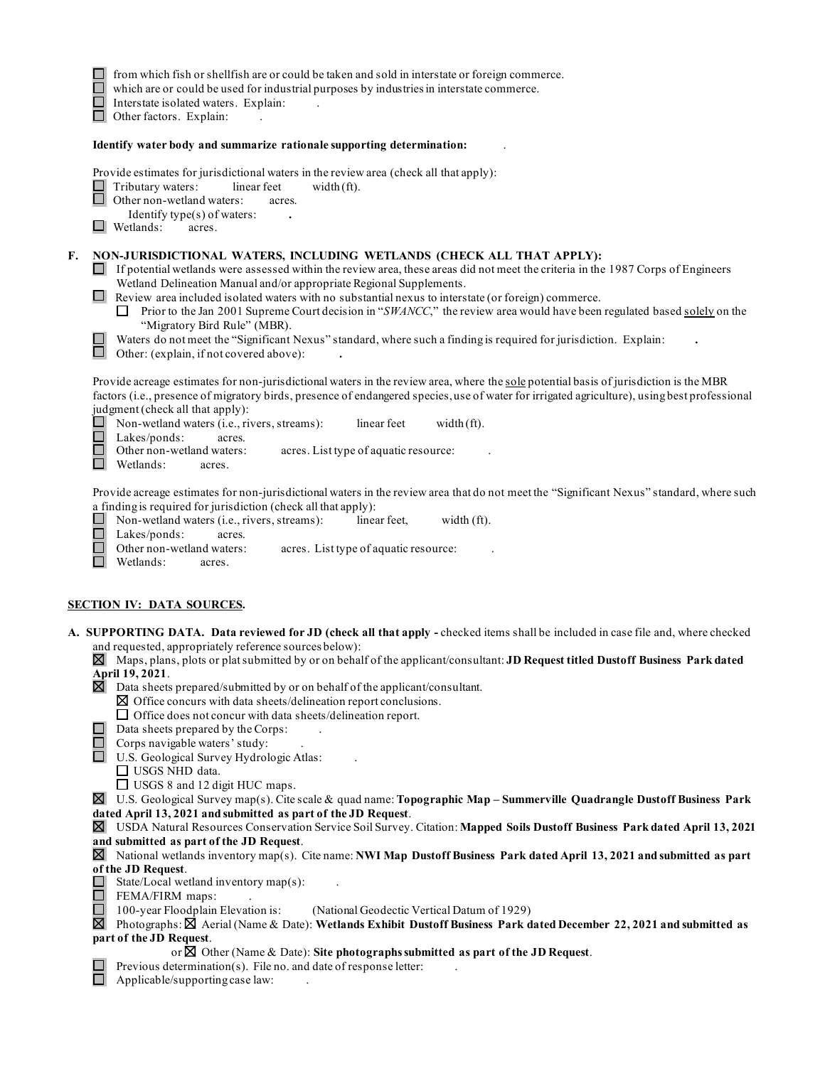- ☐ from which fish or shellfish are or could be taken and sold in interstate or foreign commerce.
- ☐ which are or could be used for industrial purposes by industries in interstate commerce.
- ☐ Interstate isolated waters. Explain: .
- ☐ Other factors. Explain: .

**Identify water body and summarize rationale supporting determination:** .

Provide estimates for jurisdictional waters in the review area (check all that apply):

- ☐ Tributary waters: linear feet width (ft).
- ☐ Other non-wetland waters: acres.
  - Identify type(s) of waters: **.**
- ☐ Wetlands: acres.

**F. NON-JURISDICTIONAL WATERS, INCLUDING WETLANDS (CHECK ALL THAT APPLY):**

- ☐ If potential wetlands were assessed within the review area, these areas did not meet the criteria in the 1987 Corps of Engineers Wetland Delineation Manual and/or appropriate Regional Supplements.
- ☐ Review area included isolated waters with no substantial nexus to interstate (or foreign) commerce.
  - ☐ Prior to the Jan 2001 Supreme Court decision in "*SWANCC*," the review area would have been regulated based solely on the "Migratory Bird Rule" (MBR).
- ☐ Waters do not meet the "Significant Nexus" standard, where such a finding is required for jurisdiction. Explain: **.**
- ☐ Other: (explain, if not covered above): **.**

Provide acreage estimates for non-jurisdictional waters in the review area, where the sole potential basis of jurisdiction is the MBR factors (i.e., presence of migratory birds, presence of endangered species, use of water for irrigated agriculture), using best professional judgment (check all that apply):

- ☐ Non-wetland waters (i.e., rivers, streams): linear feet width (ft).
- ☐ Lakes/ponds: acres.
- ☐ Other non-wetland waters: acres. List type of aquatic resource: .
- ☐ Wetlands: acres.

Provide acreage estimates for non-jurisdictional waters in the review area that do not meet the "Significant Nexus" standard, where such a finding is required for jurisdiction (check all that apply):

- ☐ Non-wetland waters (i.e., rivers, streams): linear feet, width (ft).
- ☐ Lakes/ponds: acres.
- ☐ Other non-wetland waters: acres. List type of aquatic resource: .
- ☐ Wetlands: acres.

## SECTION IV: DATA SOURCES.

**A. SUPPORTING DATA. Data reviewed for JD (check all that apply -** checked items shall be included in case file and, where checked and requested, appropriately reference sources below):

- ☒ Maps, plans, plots or plat submitted by or on behalf of the applicant/consultant: **JD Request titled Dustoff Business Park dated April 19, 2021**.
- ☒ Data sheets prepared/submitted by or on behalf of the applicant/consultant.
  - ☒ Office concurs with data sheets/delineation report conclusions.
  - ☐ Office does not concur with data sheets/delineation report.
- ☐ Data sheets prepared by the Corps: .
- ☐ Corps navigable waters' study: .
- ☐ U.S. Geological Survey Hydrologic Atlas: .
  - ☐ USGS NHD data.
  - ☐ USGS 8 and 12 digit HUC maps.
- ☒ U.S. Geological Survey map(s). Cite scale & quad name: **Topographic Map – Summerville Quadrangle Dustoff Business Park dated April 13, 2021 and submitted as part of the JD Request**.
- ☒ USDA Natural Resources Conservation Service Soil Survey. Citation: **Mapped Soils Dustoff Business Park dated April 13, 2021 and submitted as part of the JD Request**.
- ☒ National wetlands inventory map(s). Cite name: **NWI Map Dustoff Business Park dated April 13, 2021 and submitted as part of the JD Request**.
- ☐ State/Local wetland inventory map(s): .
- ☐ FEMA/FIRM maps: .
- ☐ 100-year Floodplain Elevation is: (National Geodectic Vertical Datum of 1929)
- ☒ Photographs: ☒ Aerial (Name & Date): **Wetlands Exhibit Dustoff Business Park dated December 22, 2021 and submitted as part of the JD Request**.
  - or ☒ Other (Name & Date): **Site photographs submitted as part of the JD Request**.
- ☐ Previous determination(s). File no. and date of response letter: .
- ☐ Applicable/supporting case law: .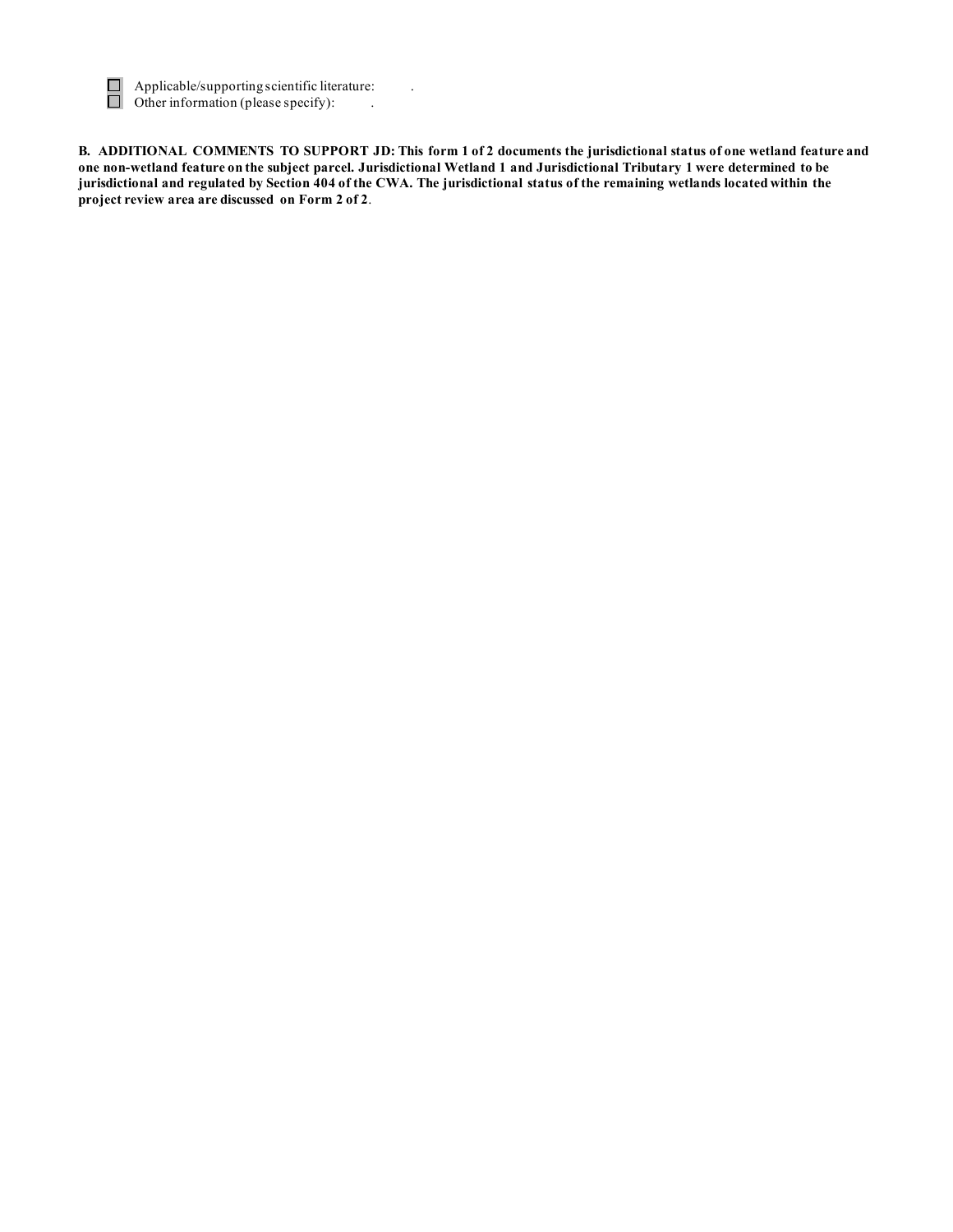- [ ] Applicable/supporting scientific literature: .
- [ ] Other information (please specify): .

**B. ADDITIONAL COMMENTS TO SUPPORT JD: This form 1 of 2 documents the jurisdictional status of one wetland feature and one non-wetland feature on the subject parcel. Jurisdictional Wetland 1 and Jurisdictional Tributary 1 were determined to be jurisdictional and regulated by Section 404 of the CWA. The jurisdictional status of the remaining wetlands located within the project review area are discussed on Form 2 of 2**.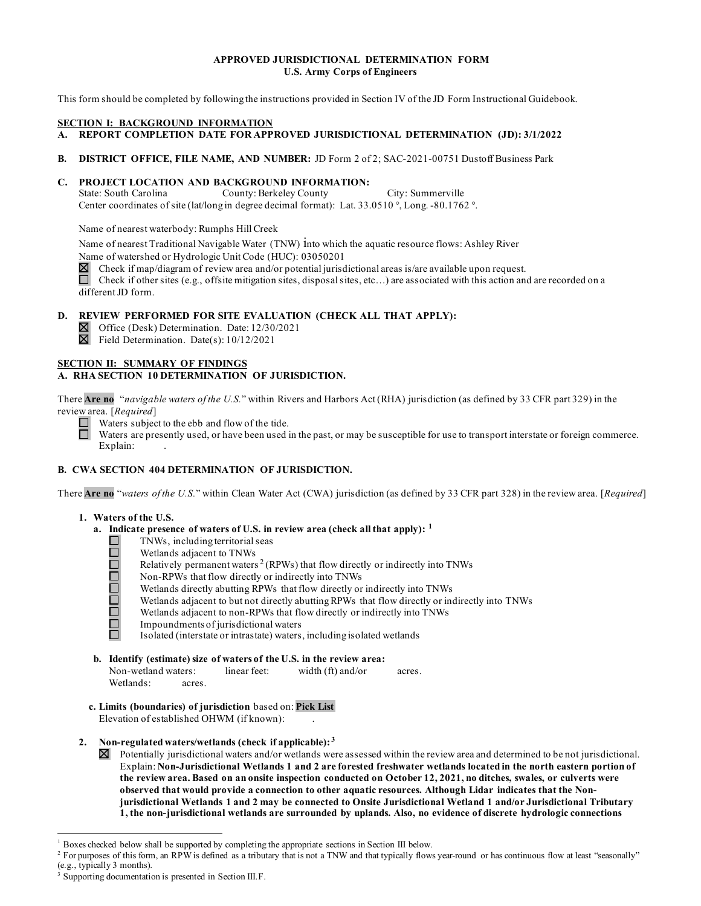**APPROVED JURISDICTIONAL DETERMINATION FORM**
**U.S. Army Corps of Engineers**

This form should be completed by following the instructions provided in Section IV of the JD Form Instructional Guidebook.

## SECTION I: BACKGROUND INFORMATION

**A. REPORT COMPLETION DATE FOR APPROVED JURISDICTIONAL DETERMINATION (JD): 3/1/2022**

**B. DISTRICT OFFICE, FILE NAME, AND NUMBER:** JD Form 2 of 2; SAC-2021-00751 Dustoff Business Park

**C. PROJECT LOCATION AND BACKGROUND INFORMATION:**
State: South Carolina County: Berkeley County City: Summerville
Center coordinates of site (lat/long in degree decimal format): Lat. 33.0510 °, Long. -80.1762 °.

Name of nearest waterbody: Rumphs Hill Creek

Name of nearest Traditional Navigable Water (TNW) into which the aquatic resource flows: Ashley River
Name of watershed or Hydrologic Unit Code (HUC): 03050201
☒ Check if map/diagram of review area and/or potential jurisdictional areas is/are available upon request.
☐ Check if other sites (e.g., offsite mitigation sites, disposal sites, etc…) are associated with this action and are recorded on a different JD form.

**D. REVIEW PERFORMED FOR SITE EVALUATION (CHECK ALL THAT APPLY):**
☒ Office (Desk) Determination. Date: 12/30/2021
☒ Field Determination. Date(s): 10/12/2021

## SECTION II: SUMMARY OF FINDINGS

**A. RHA SECTION 10 DETERMINATION OF JURISDICTION.**

There **Are no** "*navigable waters of the U.S.*" within Rivers and Harbors Act (RHA) jurisdiction (as defined by 33 CFR part 329) in the review area. [*Required*]

☐ Waters subject to the ebb and flow of the tide.
☐ Waters are presently used, or have been used in the past, or may be susceptible for use to transport interstate or foreign commerce. Explain: .

**B. CWA SECTION 404 DETERMINATION OF JURISDICTION.**

There **Are no** "*waters of the U.S.*" within Clean Water Act (CWA) jurisdiction (as defined by 33 CFR part 328) in the review area. [*Required*]

**1. Waters of the U.S.**

**a. Indicate presence of waters of U.S. in review area (check all that apply):** [1]

- ☐ TNWs, including territorial seas
- ☐ Wetlands adjacent to TNWs
- ☐ Relatively permanent waters [2] (RPWs) that flow directly or indirectly into TNWs
- ☐ Non-RPWs that flow directly or indirectly into TNWs
- ☐ Wetlands directly abutting RPWs that flow directly or indirectly into TNWs
- ☐ Wetlands adjacent to but not directly abutting RPWs that flow directly or indirectly into TNWs
- ☐ Wetlands adjacent to non-RPWs that flow directly or indirectly into TNWs
- ☐ Impoundments of jurisdictional waters
- ☐ Isolated (interstate or intrastate) waters, including isolated wetlands

**b. Identify (estimate) size of waters of the U.S. in the review area:**
Non-wetland waters: linear feet: width (ft) and/or acres.
Wetlands: acres.

**c. Limits (boundaries) of jurisdiction** based on: **Pick List**
Elevation of established OHWM (if known): .

**2. Non-regulated waters/wetlands (check if applicable):** [3]

☒ Potentially jurisdictional waters and/or wetlands were assessed within the review area and determined to be not jurisdictional. Explain: **Non-Jurisdictional Wetlands 1 and 2 are forested freshwater wetlands located in the north eastern portion of the review area. Based on an onsite inspection conducted on October 12, 2021, no ditches, swales, or culverts were observed that would provide a connection to other aquatic resources. Although Lidar indicates that the Non-jurisdictional Wetlands 1 and 2 may be connected to Onsite Jurisdictional Wetland 1 and/or Jurisdictional Tributary 1, the non-jurisdictional wetlands are surrounded by uplands. Also, no evidence of discrete hydrologic connections**

---

[1] Boxes checked below shall be supported by completing the appropriate sections in Section III below.
[2] For purposes of this form, an RPW is defined as a tributary that is not a TNW and that typically flows year-round or has continuous flow at least "seasonally" (e.g., typically 3 months).
[3] Supporting documentation is presented in Section III.F.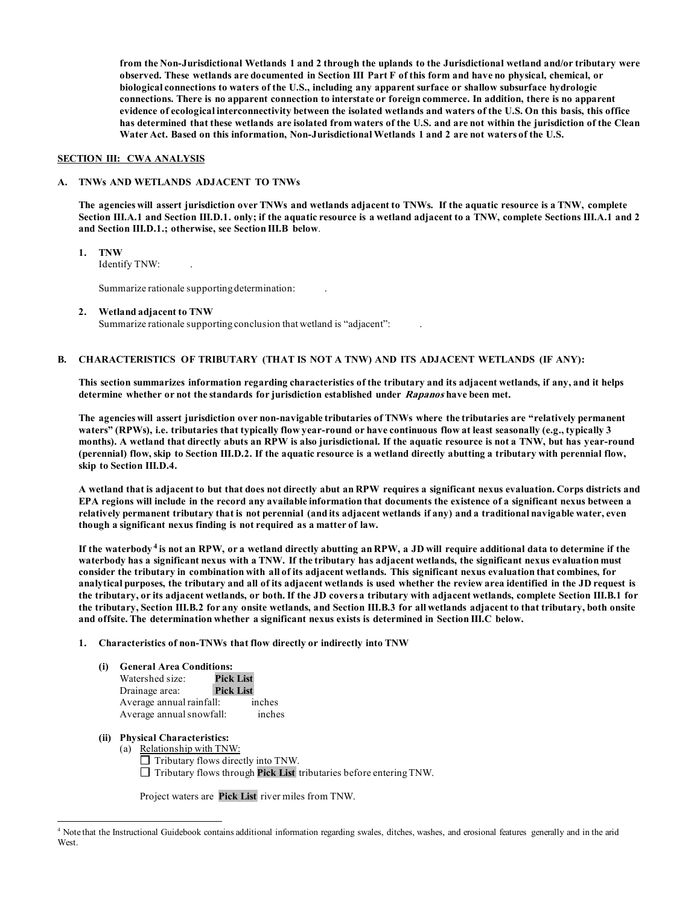**from the Non-Jurisdictional Wetlands 1 and 2 through the uplands to the Jurisdictional wetland and/or tributary were observed. These wetlands are documented in Section III Part F of this form and have no physical, chemical, or biological connections to waters of the U.S., including any apparent surface or shallow subsurface hydrologic connections. There is no apparent connection to interstate or foreign commerce. In addition, there is no apparent evidence of ecological interconnectivity between the isolated wetlands and waters of the U.S. On this basis, this office has determined that these wetlands are isolated from waters of the U.S. and are not within the jurisdiction of the Clean Water Act. Based on this information, Non-Jurisdictional Wetlands 1 and 2 are not waters of the U.S.**

## SECTION III: CWA ANALYSIS

### A. TNWs AND WETLANDS ADJACENT TO TNWs

**The agencies will assert jurisdiction over TNWs and wetlands adjacent to TNWs. If the aquatic resource is a TNW, complete Section III.A.1 and Section III.D.1. only; if the aquatic resource is a wetland adjacent to a TNW, complete Sections III.A.1 and 2 and Section III.D.1.; otherwise, see Section III.B below.**

1. **TNW**
   Identify TNW: .

   Summarize rationale supporting determination: .

2. **Wetland adjacent to TNW**
   Summarize rationale supporting conclusion that wetland is "adjacent": .

### B. CHARACTERISTICS OF TRIBUTARY (THAT IS NOT A TNW) AND ITS ADJACENT WETLANDS (IF ANY):

**This section summarizes information regarding characteristics of the tributary and its adjacent wetlands, if any, and it helps determine whether or not the standards for jurisdiction established under *Rapanos* have been met.**

**The agencies will assert jurisdiction over non-navigable tributaries of TNWs where the tributaries are "relatively permanent waters" (RPWs), i.e. tributaries that typically flow year-round or have continuous flow at least seasonally (e.g., typically 3 months). A wetland that directly abuts an RPW is also jurisdictional. If the aquatic resource is not a TNW, but has year-round (perennial) flow, skip to Section III.D.2. If the aquatic resource is a wetland directly abutting a tributary with perennial flow, skip to Section III.D.4.**

**A wetland that is adjacent to but that does not directly abut an RPW requires a significant nexus evaluation. Corps districts and EPA regions will include in the record any available information that documents the existence of a significant nexus between a relatively permanent tributary that is not perennial (and its adjacent wetlands if any) and a traditional navigable water, even though a significant nexus finding is not required as a matter of law.**

**If the waterbody[4] is not an RPW, or a wetland directly abutting an RPW, a JD will require additional data to determine if the waterbody has a significant nexus with a TNW. If the tributary has adjacent wetlands, the significant nexus evaluation must consider the tributary in combination with all of its adjacent wetlands. This significant nexus evaluation that combines, for analytical purposes, the tributary and all of its adjacent wetlands is used whether the review area identified in the JD request is the tributary, or its adjacent wetlands, or both. If the JD covers a tributary with adjacent wetlands, complete Section III.B.1 for the tributary, Section III.B.2 for any onsite wetlands, and Section III.B.3 for all wetlands adjacent to that tributary, both onsite and offsite. The determination whether a significant nexus exists is determined in Section III.C below.**

1. **Characteristics of non-TNWs that flow directly or indirectly into TNW**

   **(i) General Area Conditions:**
   Watershed size: **Pick List**
   Drainage area: **Pick List**
   Average annual rainfall: inches
   Average annual snowfall: inches

   **(ii) Physical Characteristics:**
   (a) Relationship with TNW:
   ☐ Tributary flows directly into TNW.
   ☐ Tributary flows through **Pick List** tributaries before entering TNW.

   Project waters are **Pick List** river miles from TNW.

---

[4] Note that the Instructional Guidebook contains additional information regarding swales, ditches, washes, and erosional features generally and in the arid West.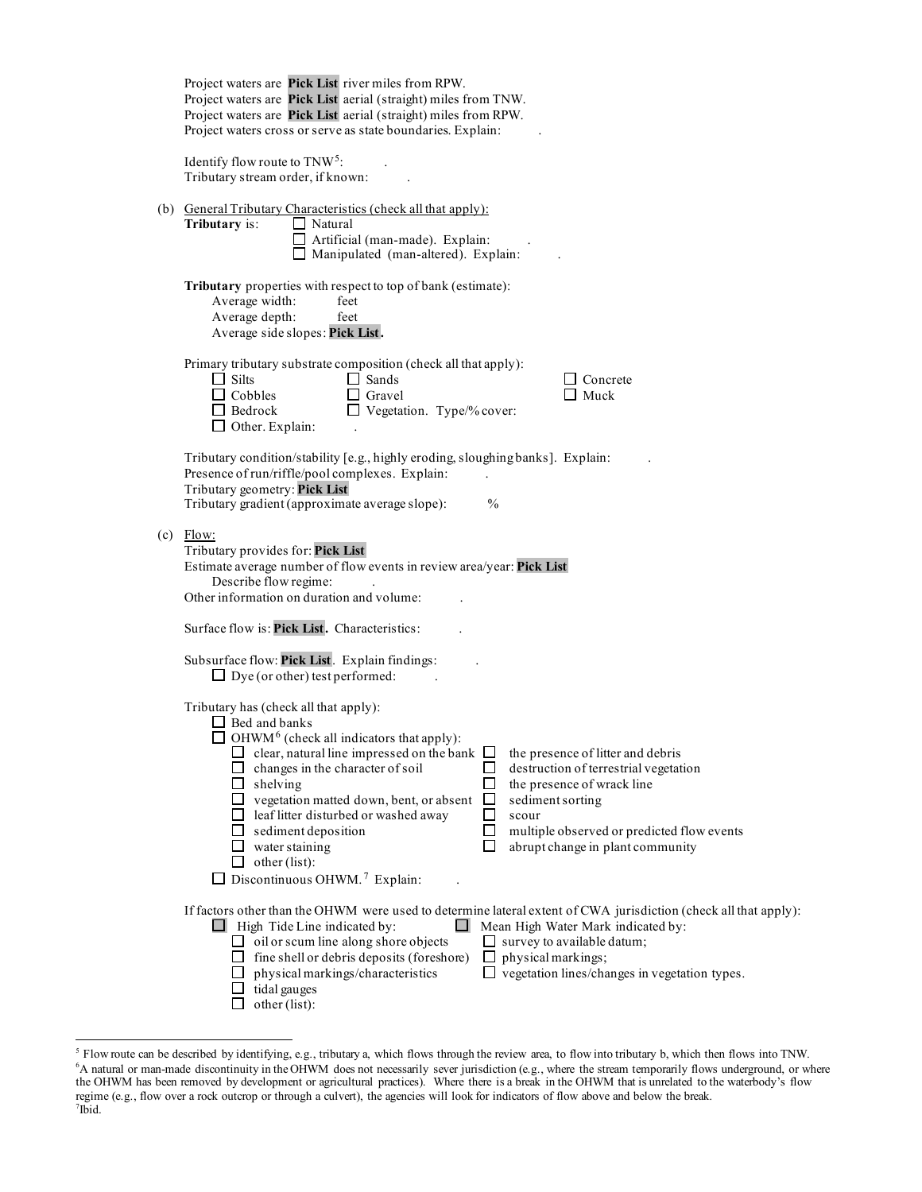Project waters are **Pick List** river miles from RPW.
Project waters are **Pick List** aerial (straight) miles from TNW.
Project waters are **Pick List** aerial (straight) miles from RPW.
Project waters cross or serve as state boundaries. Explain: .

Identify flow route to TNW[5]: .
Tributary stream order, if known: .

(b) General Tributary Characteristics (check all that apply):

**Tributary** is:
- ☐ Natural
- ☐ Artificial (man-made). Explain: .
- ☐ Manipulated (man-altered). Explain: .

**Tributary** properties with respect to top of bank (estimate):
- Average width: feet
- Average depth: feet
- Average side slopes: **Pick List.**

Primary tributary substrate composition (check all that apply):
- ☐ Silts
- ☐ Sands
- ☐ Concrete
- ☐ Cobbles
- ☐ Gravel
- ☐ Muck
- ☐ Bedrock
- ☐ Vegetation. Type/% cover:
- ☐ Other. Explain: .

Tributary condition/stability [e.g., highly eroding, sloughing banks]. Explain: .
Presence of run/riffle/pool complexes. Explain: .
Tributary geometry: **Pick List**
Tributary gradient (approximate average slope): %

(c) Flow:

Tributary provides for: **Pick List**
Estimate average number of flow events in review area/year: **Pick List**
Describe flow regime: .
Other information on duration and volume: .

Surface flow is: **Pick List.** Characteristics: .

Subsurface flow: **Pick List**. Explain findings: .
- ☐ Dye (or other) test performed: .

Tributary has (check all that apply):
- ☐ Bed and banks
- ☐ OHWM[6] (check all indicators that apply):
  - ☐ clear, natural line impressed on the bank
  - ☐ the presence of litter and debris
  - ☐ changes in the character of soil
  - ☐ destruction of terrestrial vegetation
  - ☐ shelving
  - ☐ the presence of wrack line
  - ☐ vegetation matted down, bent, or absent
  - ☐ sediment sorting
  - ☐ leaf litter disturbed or washed away
  - ☐ scour
  - ☐ sediment deposition
  - ☐ multiple observed or predicted flow events
  - ☐ water staining
  - ☐ abrupt change in plant community
  - ☐ other (list):
- ☐ Discontinuous OHWM.[7] Explain: .

If factors other than the OHWM were used to determine lateral extent of CWA jurisdiction (check all that apply):
- ☐ High Tide Line indicated by:
  - ☐ oil or scum line along shore objects
  - ☐ fine shell or debris deposits (foreshore)
  - ☐ physical markings/characteristics
  - ☐ tidal gauges
  - ☐ other (list):
- ☐ Mean High Water Mark indicated by:
  - ☐ survey to available datum;
  - ☐ physical markings;
  - ☐ vegetation lines/changes in vegetation types.

---

[5] Flow route can be described by identifying, e.g., tributary a, which flows through the review area, to flow into tributary b, which then flows into TNW.
[6] A natural or man-made discontinuity in the OHWM does not necessarily sever jurisdiction (e.g., where the stream temporarily flows underground, or where the OHWM has been removed by development or agricultural practices). Where there is a break in the OHWM that is unrelated to the waterbody's flow regime (e.g., flow over a rock outcrop or through a culvert), the agencies will look for indicators of flow above and below the break.
[7] Ibid.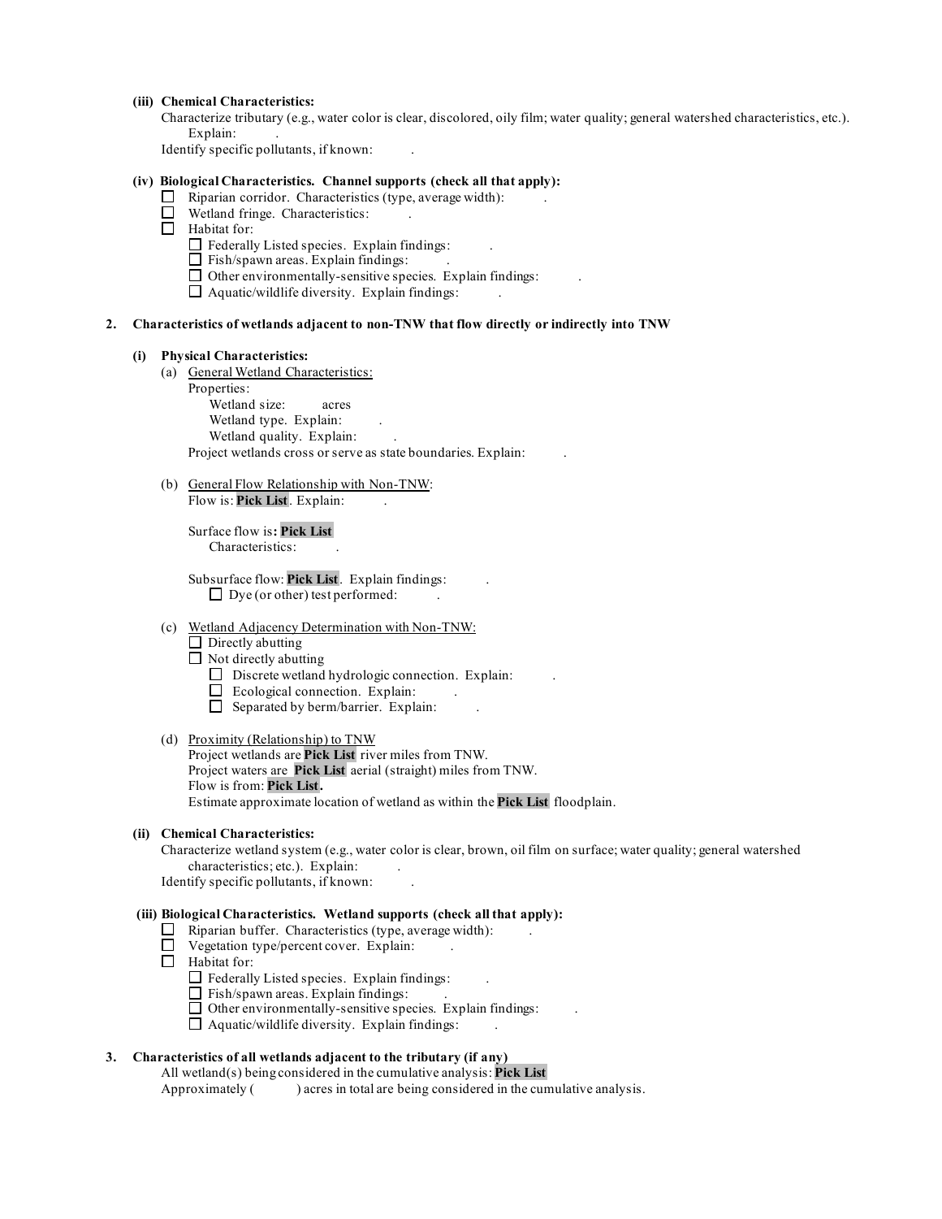**(iii) Chemical Characteristics:**

Characterize tributary (e.g., water color is clear, discolored, oily film; water quality; general watershed characteristics, etc.). Explain: .

Identify specific pollutants, if known: .

**(iv) Biological Characteristics. Channel supports (check all that apply):**

- ☐ Riparian corridor. Characteristics (type, average width): .
- ☐ Wetland fringe. Characteristics: .
- ☐ Habitat for:
  - ☐ Federally Listed species. Explain findings: .
  - ☐ Fish/spawn areas. Explain findings: .
  - ☐ Other environmentally-sensitive species. Explain findings: .
  - ☐ Aquatic/wildlife diversity. Explain findings: .

**2. Characteristics of wetlands adjacent to non-TNW that flow directly or indirectly into TNW**

**(i) Physical Characteristics:**

(a) General Wetland Characteristics:

Properties:

Wetland size: acres

Wetland type. Explain: .

Wetland quality. Explain: .

Project wetlands cross or serve as state boundaries. Explain: .

(b) General Flow Relationship with Non-TNW:

Flow is: **Pick List**. Explain: .

Surface flow is**: Pick List**

Characteristics: .

Subsurface flow: **Pick List**. Explain findings: .

- ☐ Dye (or other) test performed: .

(c) Wetland Adjacency Determination with Non-TNW:

- ☐ Directly abutting
- ☐ Not directly abutting
  - ☐ Discrete wetland hydrologic connection. Explain: .
  - ☐ Ecological connection. Explain: .
  - ☐ Separated by berm/barrier. Explain: .

(d) Proximity (Relationship) to TNW

Project wetlands are **Pick List** river miles from TNW.

Project waters are **Pick List** aerial (straight) miles from TNW.

Flow is from: **Pick List.**

Estimate approximate location of wetland as within the **Pick List** floodplain.

**(ii) Chemical Characteristics:**

Characterize wetland system (e.g., water color is clear, brown, oil film on surface; water quality; general watershed characteristics; etc.). Explain: .

Identify specific pollutants, if known: .

**(iii) Biological Characteristics. Wetland supports (check all that apply):**

- ☐ Riparian buffer. Characteristics (type, average width): .
- ☐ Vegetation type/percent cover. Explain: .
- ☐ Habitat for:
  - ☐ Federally Listed species. Explain findings: .
  - ☐ Fish/spawn areas. Explain findings: .
  - ☐ Other environmentally-sensitive species. Explain findings: .
  - ☐ Aquatic/wildlife diversity. Explain findings: .

**3. Characteristics of all wetlands adjacent to the tributary (if any)**

All wetland(s) being considered in the cumulative analysis: **Pick List**

Approximately ( ) acres in total are being considered in the cumulative analysis.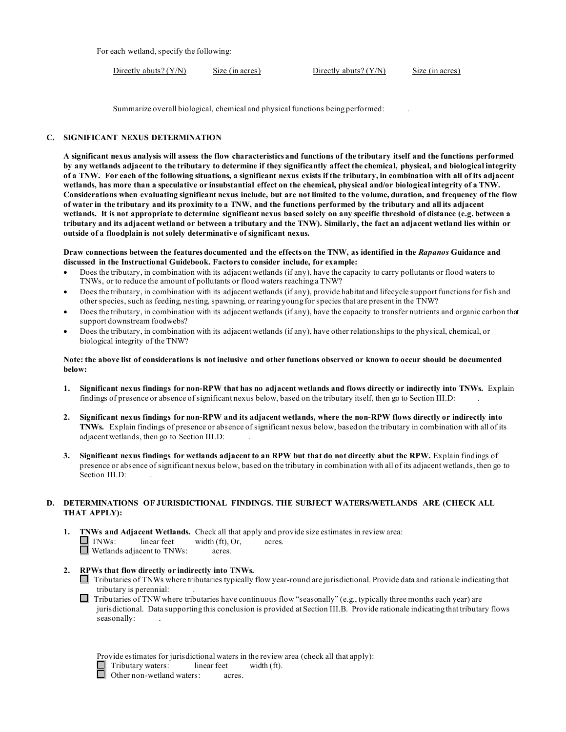For each wetland, specify the following:

| Directly abuts? (Y/N) | Size (in acres) | Directly abuts? (Y/N) | Size (in acres) |
|---|---|---|---|

Summarize overall biological, chemical and physical functions being performed: .

### C. SIGNIFICANT NEXUS DETERMINATION

**A significant nexus analysis will assess the flow characteristics and functions of the tributary itself and the functions performed by any wetlands adjacent to the tributary to determine if they significantly affect the chemical, physical, and biological integrity of a TNW. For each of the following situations, a significant nexus exists if the tributary, in combination with all of its adjacent wetlands, has more than a speculative or insubstantial effect on the chemical, physical and/or biological integrity of a TNW. Considerations when evaluating significant nexus include, but are not limited to the volume, duration, and frequency of the flow of water in the tributary and its proximity to a TNW, and the functions performed by the tributary and all its adjacent wetlands. It is not appropriate to determine significant nexus based solely on any specific threshold of distance (e.g. between a tributary and its adjacent wetland or between a tributary and the TNW). Similarly, the fact an adjacent wetland lies within or outside of a floodplain is not solely determinative of significant nexus.**

**Draw connections between the features documented and the effects on the TNW, as identified in the *Rapanos* Guidance and discussed in the Instructional Guidebook. Factors to consider include, for example:**

- Does the tributary, in combination with its adjacent wetlands (if any), have the capacity to carry pollutants or flood waters to TNWs, or to reduce the amount of pollutants or flood waters reaching a TNW?
- Does the tributary, in combination with its adjacent wetlands (if any), provide habitat and lifecycle support functions for fish and other species, such as feeding, nesting, spawning, or rearing young for species that are present in the TNW?
- Does the tributary, in combination with its adjacent wetlands (if any), have the capacity to transfer nutrients and organic carbon that support downstream foodwebs?
- Does the tributary, in combination with its adjacent wetlands (if any), have other relationships to the physical, chemical, or biological integrity of the TNW?

**Note: the above list of considerations is not inclusive and other functions observed or known to occur should be documented below:**

1. **Significant nexus findings for non-RPW that has no adjacent wetlands and flows directly or indirectly into TNWs.** Explain findings of presence or absence of significant nexus below, based on the tributary itself, then go to Section III.D: .

2. **Significant nexus findings for non-RPW and its adjacent wetlands, where the non-RPW flows directly or indirectly into TNWs.** Explain findings of presence or absence of significant nexus below, based on the tributary in combination with all of its adjacent wetlands, then go to Section III.D: .

3. **Significant nexus findings for wetlands adjacent to an RPW but that do not directly abut the RPW.** Explain findings of presence or absence of significant nexus below, based on the tributary in combination with all of its adjacent wetlands, then go to Section III.D: .

### D. DETERMINATIONS OF JURISDICTIONAL FINDINGS. THE SUBJECT WATERS/WETLANDS ARE (CHECK ALL THAT APPLY):

1. **TNWs and Adjacent Wetlands.** Check all that apply and provide size estimates in review area:
   - ☐ TNWs: linear feet width (ft), Or, acres.
   - ☐ Wetlands adjacent to TNWs: acres.

2. **RPWs that flow directly or indirectly into TNWs.**
   - ☐ Tributaries of TNWs where tributaries typically flow year-round are jurisdictional. Provide data and rationale indicating that tributary is perennial: .
   - ☐ Tributaries of TNW where tributaries have continuous flow "seasonally" (e.g., typically three months each year) are jurisdictional. Data supporting this conclusion is provided at Section III.B. Provide rationale indicating that tributary flows seasonally: .

   Provide estimates for jurisdictional waters in the review area (check all that apply):
   - ☐ Tributary waters: linear feet width (ft).
   - ☐ Other non-wetland waters: acres.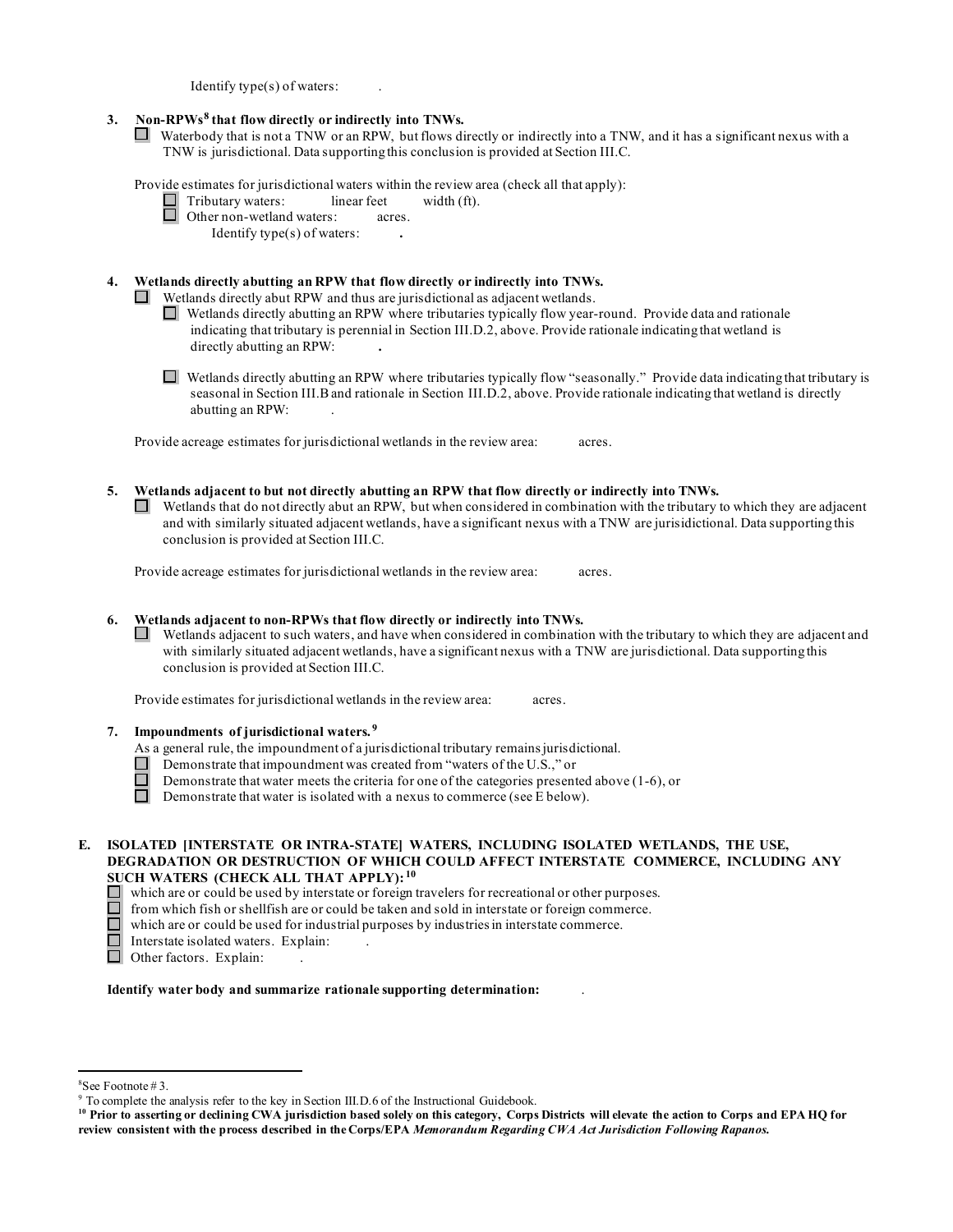Identify type(s) of waters: .

**3. Non-RPWs[8] that flow directly or indirectly into TNWs.**

☐ Waterbody that is not a TNW or an RPW, but flows directly or indirectly into a TNW, and it has a significant nexus with a TNW is jurisdictional. Data supporting this conclusion is provided at Section III.C.

Provide estimates for jurisdictional waters within the review area (check all that apply):

- ☐ Tributary waters: linear feet width (ft).
- ☐ Other non-wetland waters: acres.
  - Identify type(s) of waters: **.**

**4. Wetlands directly abutting an RPW that flow directly or indirectly into TNWs.**

☐ Wetlands directly abut RPW and thus are jurisdictional as adjacent wetlands.

- ☐ Wetlands directly abutting an RPW where tributaries typically flow year-round. Provide data and rationale indicating that tributary is perennial in Section III.D.2, above. Provide rationale indicating that wetland is directly abutting an RPW: **.**
- ☐ Wetlands directly abutting an RPW where tributaries typically flow "seasonally." Provide data indicating that tributary is seasonal in Section III.B and rationale in Section III.D.2, above. Provide rationale indicating that wetland is directly abutting an RPW: .

Provide acreage estimates for jurisdictional wetlands in the review area: acres.

**5. Wetlands adjacent to but not directly abutting an RPW that flow directly or indirectly into TNWs.**

☐ Wetlands that do not directly abut an RPW, but when considered in combination with the tributary to which they are adjacent and with similarly situated adjacent wetlands, have a significant nexus with a TNW are jurisidictional. Data supporting this conclusion is provided at Section III.C.

Provide acreage estimates for jurisdictional wetlands in the review area: acres.

**6. Wetlands adjacent to non-RPWs that flow directly or indirectly into TNWs.**

☐ Wetlands adjacent to such waters, and have when considered in combination with the tributary to which they are adjacent and with similarly situated adjacent wetlands, have a significant nexus with a TNW are jurisdictional. Data supporting this conclusion is provided at Section III.C.

Provide estimates for jurisdictional wetlands in the review area: acres.

**7. Impoundments of jurisdictional waters.[9]**

As a general rule, the impoundment of a jurisdictional tributary remains jurisdictional.

- ☐ Demonstrate that impoundment was created from "waters of the U.S.," or
- ☐ Demonstrate that water meets the criteria for one of the categories presented above (1-6), or
- ☐ Demonstrate that water is isolated with a nexus to commerce (see E below).

**E. ISOLATED [INTERSTATE OR INTRA-STATE] WATERS, INCLUDING ISOLATED WETLANDS, THE USE, DEGRADATION OR DESTRUCTION OF WHICH COULD AFFECT INTERSTATE COMMERCE, INCLUDING ANY SUCH WATERS (CHECK ALL THAT APPLY):[10]**

- ☐ which are or could be used by interstate or foreign travelers for recreational or other purposes.
- ☐ from which fish or shellfish are or could be taken and sold in interstate or foreign commerce.
- ☐ which are or could be used for industrial purposes by industries in interstate commerce.
- ☐ Interstate isolated waters. Explain: .
- ☐ Other factors. Explain: .

**Identify water body and summarize rationale supporting determination:** .

---

[8] See Footnote # 3.

[9] To complete the analysis refer to the key in Section III.D.6 of the Instructional Guidebook.

[10] **Prior to asserting or declining CWA jurisdiction based solely on this category, Corps Districts will elevate the action to Corps and EPA HQ for review consistent with the process described in the Corps/EPA *Memorandum Regarding CWA Act Jurisdiction Following Rapanos.***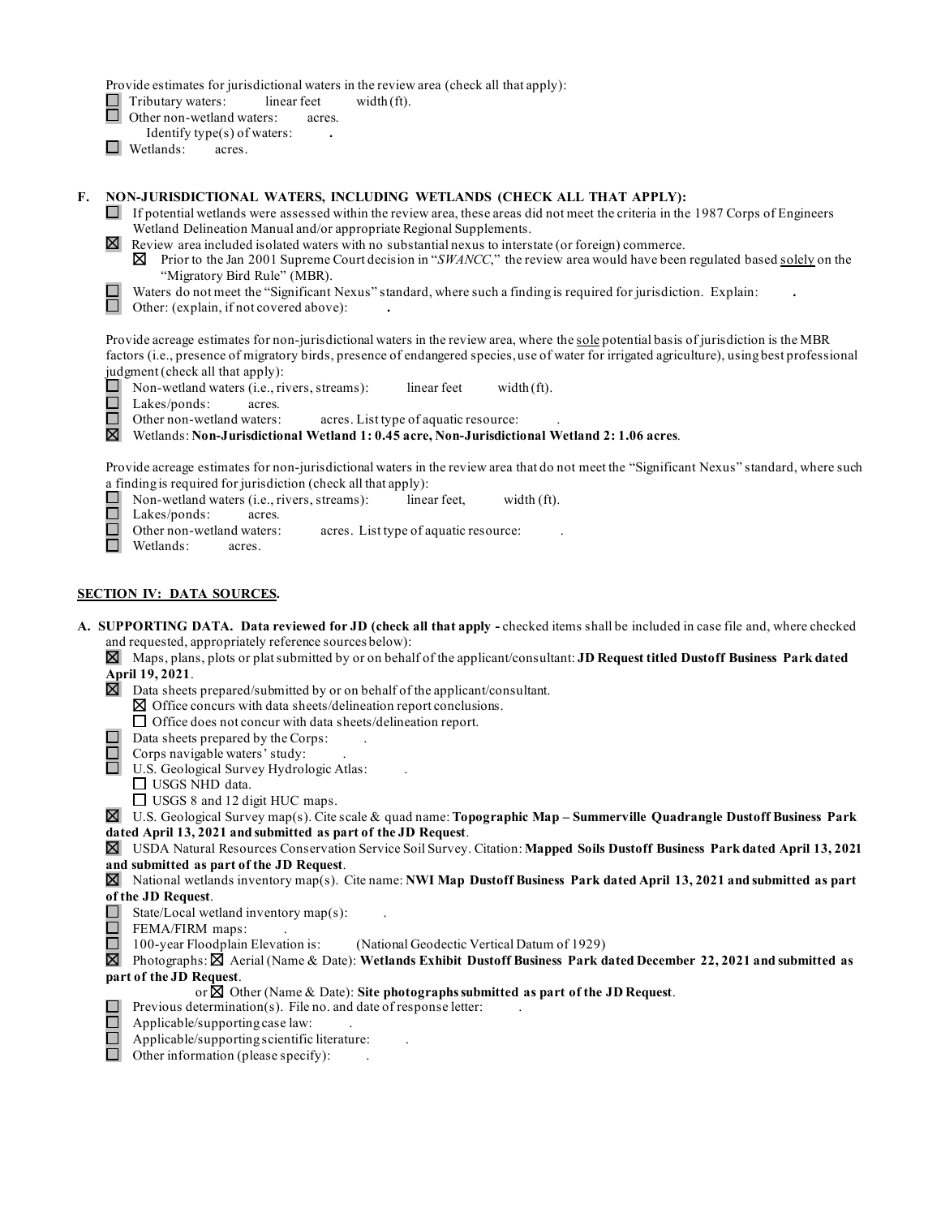Provide estimates for jurisdictional waters in the review area (check all that apply):

☐ Tributary waters: linear feet width (ft).

☐ Other non-wetland waters: acres.

Identify type(s) of waters: .

☐ Wetlands: acres.

**F. NON-JURISDICTIONAL WATERS, INCLUDING WETLANDS (CHECK ALL THAT APPLY):**

☐ If potential wetlands were assessed within the review area, these areas did not meet the criteria in the 1987 Corps of Engineers Wetland Delineation Manual and/or appropriate Regional Supplements.

☒ Review area included isolated waters with no substantial nexus to interstate (or foreign) commerce.

☒ Prior to the Jan 2001 Supreme Court decision in "*SWANCC*," the review area would have been regulated based solely on the "Migratory Bird Rule" (MBR).

☐ Waters do not meet the "Significant Nexus" standard, where such a finding is required for jurisdiction. Explain: .

☐ Other: (explain, if not covered above): .

Provide acreage estimates for non-jurisdictional waters in the review area, where the sole potential basis of jurisdiction is the MBR factors (i.e., presence of migratory birds, presence of endangered species, use of water for irrigated agriculture), using best professional judgment (check all that apply):

☐ Non-wetland waters (i.e., rivers, streams): linear feet width (ft).

☐ Lakes/ponds: acres.

☐ Other non-wetland waters: acres. List type of aquatic resource: .

☒ Wetlands: **Non-Jurisdictional Wetland 1: 0.45 acre, Non-Jurisdictional Wetland 2: 1.06 acres**.

Provide acreage estimates for non-jurisdictional waters in the review area that do not meet the "Significant Nexus" standard, where such a finding is required for jurisdiction (check all that apply):

☐ Non-wetland waters (i.e., rivers, streams): linear feet, width (ft).

☐ Lakes/ponds: acres.

☐ Other non-wetland waters: acres. List type of aquatic resource: .

☐ Wetlands: acres.

## SECTION IV: DATA SOURCES.

**A. SUPPORTING DATA. Data reviewed for JD (check all that apply -** checked items shall be included in case file and, where checked and requested, appropriately reference sources below):

☒ Maps, plans, plots or plat submitted by or on behalf of the applicant/consultant: **JD Request titled Dustoff Business Park dated April 19, 2021**.

☒ Data sheets prepared/submitted by or on behalf of the applicant/consultant.

☒ Office concurs with data sheets/delineation report conclusions.

☐ Office does not concur with data sheets/delineation report.

☐ Data sheets prepared by the Corps: .

☐ Corps navigable waters' study: .

☐ U.S. Geological Survey Hydrologic Atlas: .

☐ USGS NHD data.

☐ USGS 8 and 12 digit HUC maps.

☒ U.S. Geological Survey map(s). Cite scale & quad name: **Topographic Map – Summerville Quadrangle Dustoff Business Park dated April 13, 2021 and submitted as part of the JD Request**.

☒ USDA Natural Resources Conservation Service Soil Survey. Citation: **Mapped Soils Dustoff Business Park dated April 13, 2021 and submitted as part of the JD Request**.

☒ National wetlands inventory map(s). Cite name: **NWI Map Dustoff Business Park dated April 13, 2021 and submitted as part of the JD Request**.

☐ State/Local wetland inventory map(s): .

☐ FEMA/FIRM maps: .

☐ 100-year Floodplain Elevation is: (National Geodectic Vertical Datum of 1929)

☒ Photographs: ☒ Aerial (Name & Date): **Wetlands Exhibit Dustoff Business Park dated December 22, 2021 and submitted as part of the JD Request**.

or ☒ Other (Name & Date): **Site photographs submitted as part of the JD Request**.

☐ Previous determination(s). File no. and date of response letter: .

☐ Applicable/supporting case law: .

☐ Applicable/supporting scientific literature: .

☐ Other information (please specify): .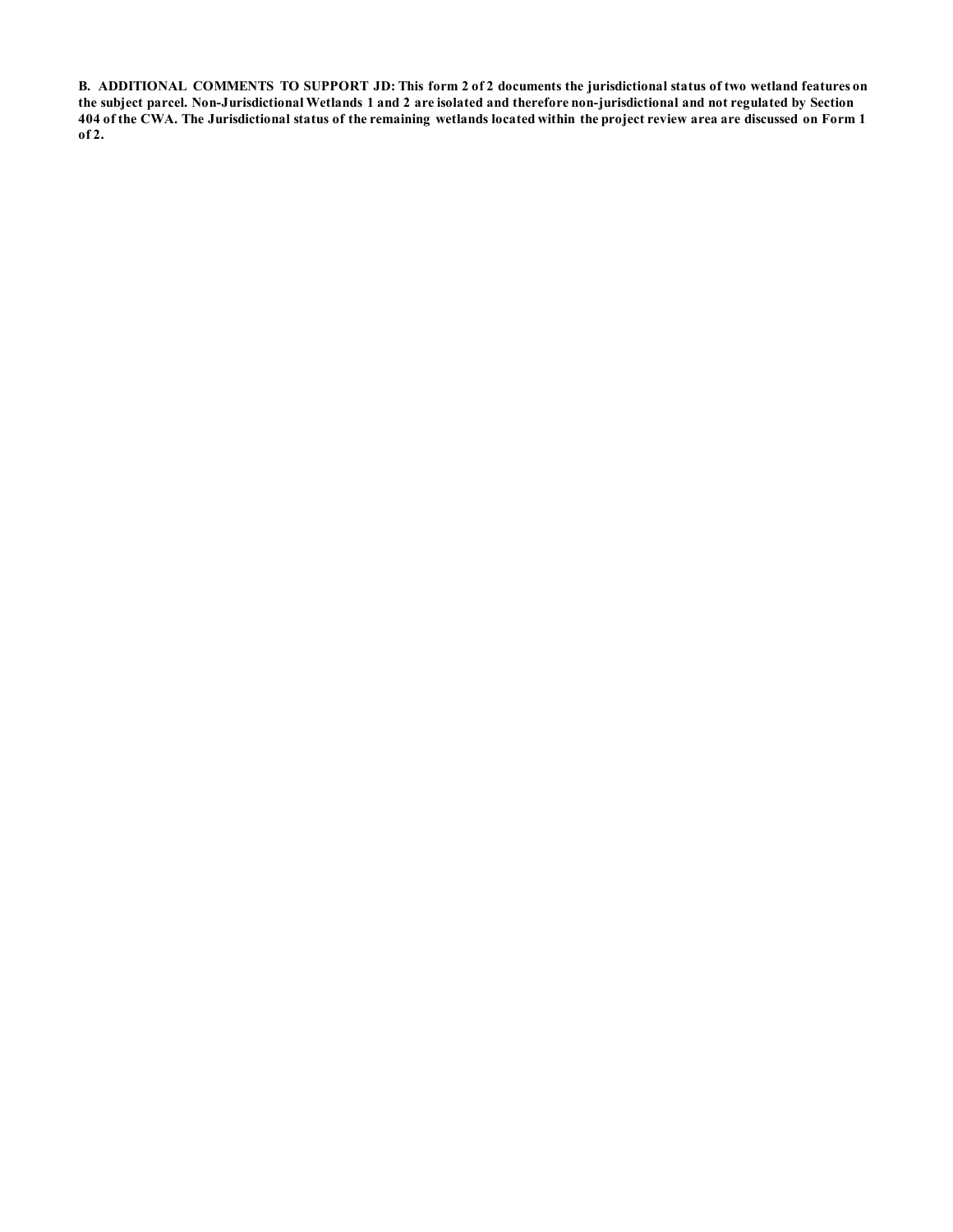**B. ADDITIONAL COMMENTS TO SUPPORT JD: This form 2 of 2 documents the jurisdictional status of two wetland features on the subject parcel. Non-Jurisdictional Wetlands 1 and 2 are isolated and therefore non-jurisdictional and not regulated by Section 404 of the CWA. The Jurisdictional status of the remaining wetlands located within the project review area are discussed on Form 1 of 2.**